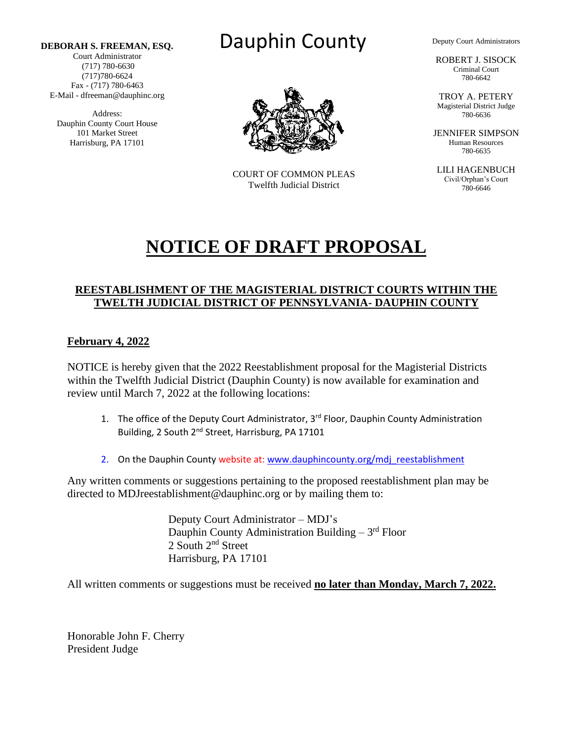**DEBORAH S. FREEMAN, ESQ.**
Court Administrator
(717) 780-6630
(717)780-6624
Fax - (717) 780-6463
E-Mail - dfreeman@dauphinc.org

Address:
Dauphin County Court House
101 Market Street
Harrisburg, PA 17101

# Dauphin County

COURT OF COMMON PLEAS
Twelfth Judicial District

Deputy Court Administrators

ROBERT J. SISOCK
Criminal Court
780-6642

TROY A. PETERY
Magisterial District Judge
780-6636

JENNIFER SIMPSON
Human Resources
780-6635

LILI HAGENBUCH
Civil/Orphan's Court
780-6646

# NOTICE OF DRAFT PROPOSAL

## REESTABLISHMENT OF THE MAGISTERIAL DISTRICT COURTS WITHIN THE TWELTH JUDICIAL DISTRICT OF PENNSYLVANIA- DAUPHIN COUNTY

**February 4, 2022**

NOTICE is hereby given that the 2022 Reestablishment proposal for the Magisterial Districts within the Twelfth Judicial District (Dauphin County) is now available for examination and review until March 7, 2022 at the following locations:

1. The office of the Deputy Court Administrator, 3rd Floor, Dauphin County Administration Building, 2 South 2nd Street, Harrisburg, PA 17101
2. On the Dauphin County website at: www.dauphincounty.org/mdj_reestablishment

Any written comments or suggestions pertaining to the proposed reestablishment plan may be directed to MDJreestablishment@dauphinc.org or by mailing them to:

Deputy Court Administrator – MDJ's
Dauphin County Administration Building – 3rd Floor
2 South 2nd Street
Harrisburg, PA 17101

All written comments or suggestions must be received **no later than Monday, March 7, 2022.**

Honorable John F. Cherry
President Judge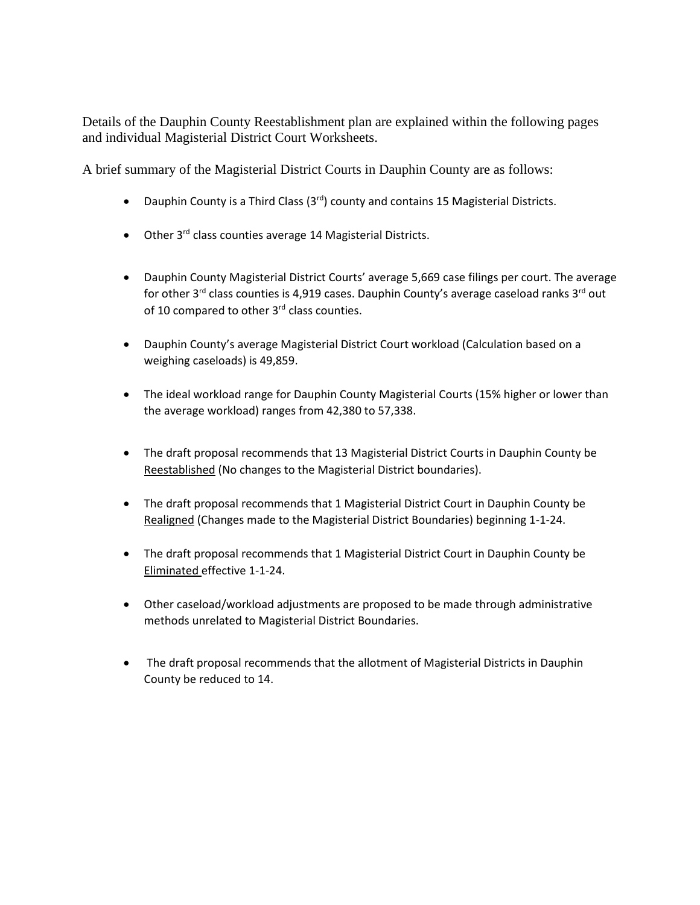Details of the Dauphin County Reestablishment plan are explained within the following pages and individual Magisterial District Court Worksheets.

A brief summary of the Magisterial District Courts in Dauphin County are as follows:

- Dauphin County is a Third Class (3rd) county and contains 15 Magisterial Districts.
- Other 3rd class counties average 14 Magisterial Districts.
- Dauphin County Magisterial District Courts' average 5,669 case filings per court. The average for other 3rd class counties is 4,919 cases. Dauphin County's average caseload ranks 3rd out of 10 compared to other 3rd class counties.
- Dauphin County's average Magisterial District Court workload (Calculation based on a weighing caseloads) is 49,859.
- The ideal workload range for Dauphin County Magisterial Courts (15% higher or lower than the average workload) ranges from 42,380 to 57,338.
- The draft proposal recommends that 13 Magisterial District Courts in Dauphin County be <u>Reestablished</u> (No changes to the Magisterial District boundaries).
- The draft proposal recommends that 1 Magisterial District Court in Dauphin County be <u>Realigned</u> (Changes made to the Magisterial District Boundaries) beginning 1-1-24.
- The draft proposal recommends that 1 Magisterial District Court in Dauphin County be <u>Eliminated</u> effective 1-1-24.
- Other caseload/workload adjustments are proposed to be made through administrative methods unrelated to Magisterial District Boundaries.
- The draft proposal recommends that the allotment of Magisterial Districts in Dauphin County be reduced to 14.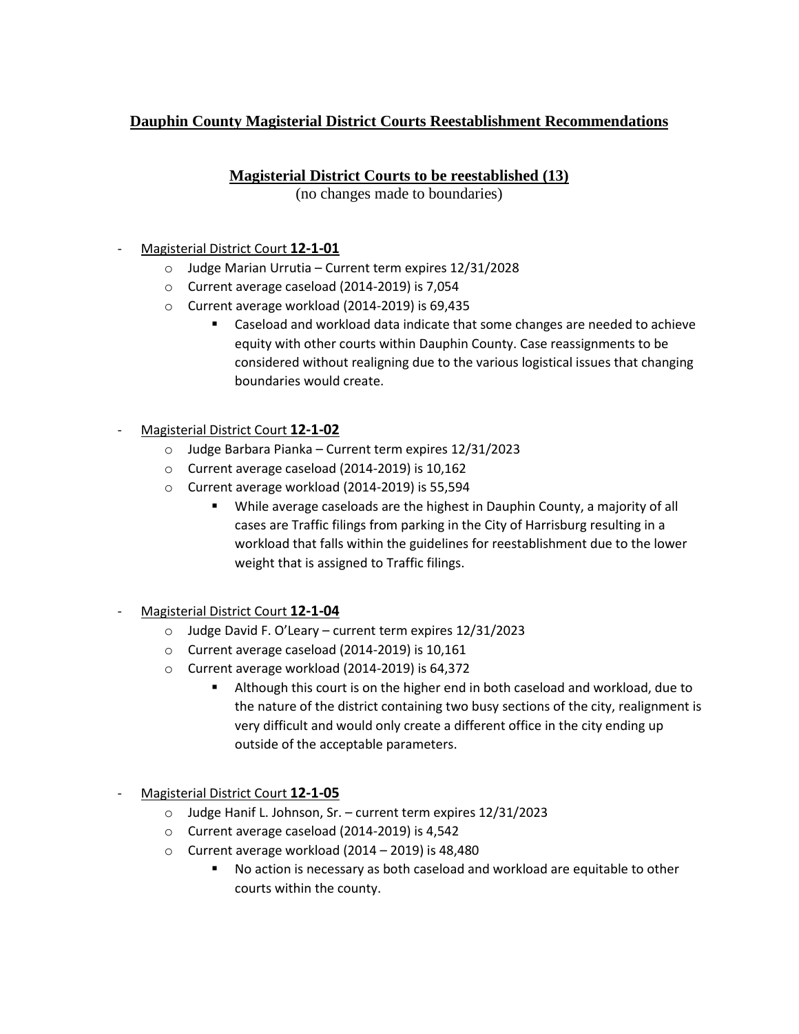# Dauphin County Magisterial District Courts Reestablishment Recommendations

## Magisterial District Courts to be reestablished (13)

(no changes made to boundaries)

- Magisterial District Court **12-1-01**
  - Judge Marian Urrutia – Current term expires 12/31/2028
  - Current average caseload (2014-2019) is 7,054
  - Current average workload (2014-2019) is 69,435
    - Caseload and workload data indicate that some changes are needed to achieve equity with other courts within Dauphin County. Case reassignments to be considered without realigning due to the various logistical issues that changing boundaries would create.

- Magisterial District Court **12-1-02**
  - Judge Barbara Pianka – Current term expires 12/31/2023
  - Current average caseload (2014-2019) is 10,162
  - Current average workload (2014-2019) is 55,594
    - While average caseloads are the highest in Dauphin County, a majority of all cases are Traffic filings from parking in the City of Harrisburg resulting in a workload that falls within the guidelines for reestablishment due to the lower weight that is assigned to Traffic filings.

- Magisterial District Court **12-1-04**
  - Judge David F. O'Leary – current term expires 12/31/2023
  - Current average caseload (2014-2019) is 10,161
  - Current average workload (2014-2019) is 64,372
    - Although this court is on the higher end in both caseload and workload, due to the nature of the district containing two busy sections of the city, realignment is very difficult and would only create a different office in the city ending up outside of the acceptable parameters.

- Magisterial District Court **12-1-05**
  - Judge Hanif L. Johnson, Sr. – current term expires 12/31/2023
  - Current average caseload (2014-2019) is 4,542
  - Current average workload (2014 – 2019) is 48,480
    - No action is necessary as both caseload and workload are equitable to other courts within the county.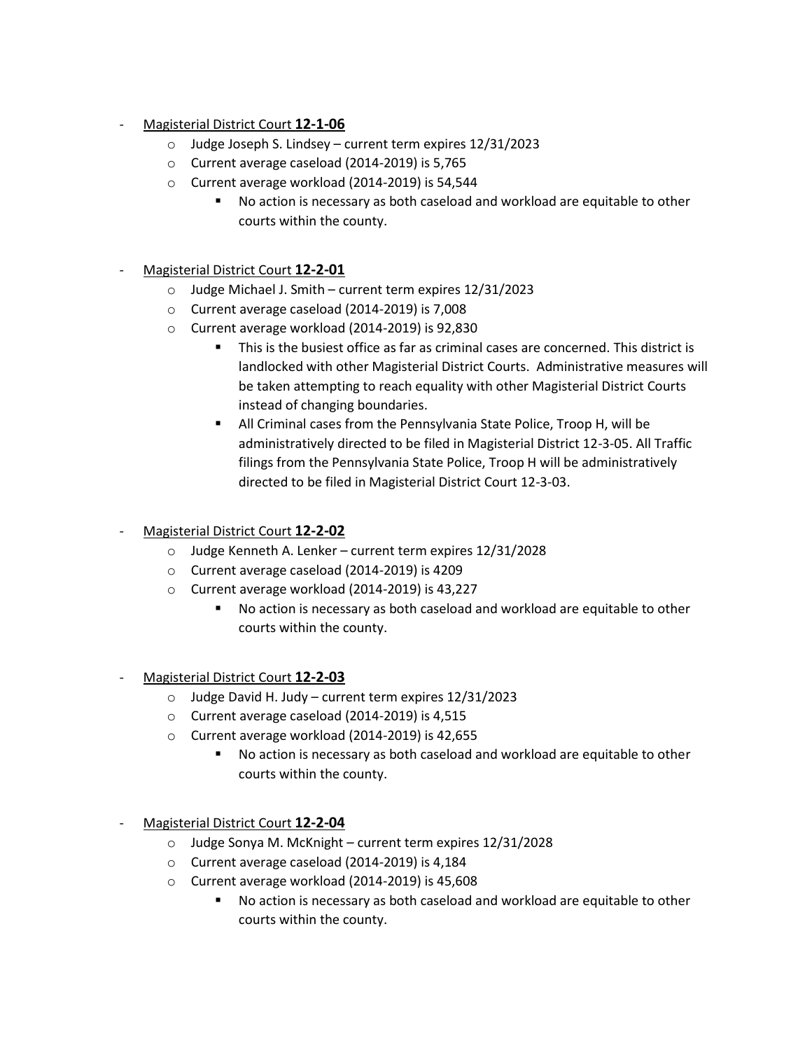- Magisterial District Court **12-1-06**
  - Judge Joseph S. Lindsey – current term expires 12/31/2023
  - Current average caseload (2014-2019) is 5,765
  - Current average workload (2014-2019) is 54,544
    - No action is necessary as both caseload and workload are equitable to other courts within the county.

- Magisterial District Court **12-2-01**
  - Judge Michael J. Smith – current term expires 12/31/2023
  - Current average caseload (2014-2019) is 7,008
  - Current average workload (2014-2019) is 92,830
    - This is the busiest office as far as criminal cases are concerned. This district is landlocked with other Magisterial District Courts. Administrative measures will be taken attempting to reach equality with other Magisterial District Courts instead of changing boundaries.
    - All Criminal cases from the Pennsylvania State Police, Troop H, will be administratively directed to be filed in Magisterial District 12-3-05. All Traffic filings from the Pennsylvania State Police, Troop H will be administratively directed to be filed in Magisterial District Court 12-3-03.

- Magisterial District Court **12-2-02**
  - Judge Kenneth A. Lenker – current term expires 12/31/2028
  - Current average caseload (2014-2019) is 4209
  - Current average workload (2014-2019) is 43,227
    - No action is necessary as both caseload and workload are equitable to other courts within the county.

- Magisterial District Court **12-2-03**
  - Judge David H. Judy – current term expires 12/31/2023
  - Current average caseload (2014-2019) is 4,515
  - Current average workload (2014-2019) is 42,655
    - No action is necessary as both caseload and workload are equitable to other courts within the county.

- Magisterial District Court **12-2-04**
  - Judge Sonya M. McKnight – current term expires 12/31/2028
  - Current average caseload (2014-2019) is 4,184
  - Current average workload (2014-2019) is 45,608
    - No action is necessary as both caseload and workload are equitable to other courts within the county.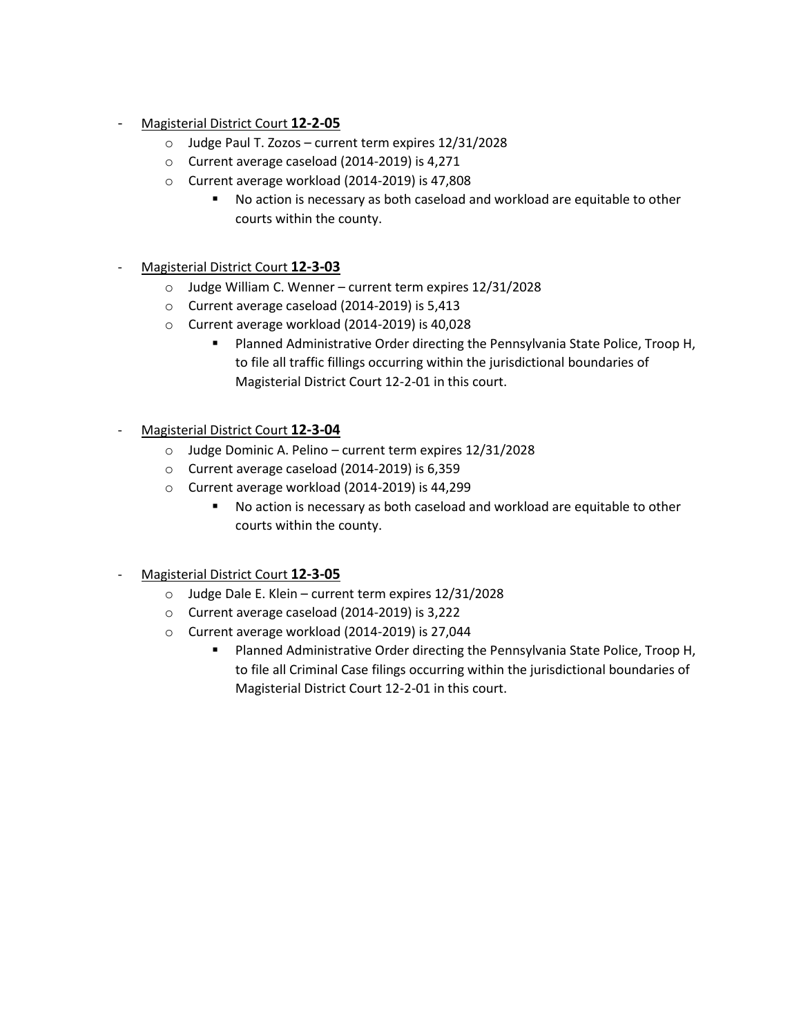- <u>Magisterial District Court **12-2-05**</u>
  - Judge Paul T. Zozos – current term expires 12/31/2028
  - Current average caseload (2014-2019) is 4,271
  - Current average workload (2014-2019) is 47,808
    - No action is necessary as both caseload and workload are equitable to other courts within the county.

- <u>Magisterial District Court **12-3-03**</u>
  - Judge William C. Wenner – current term expires 12/31/2028
  - Current average caseload (2014-2019) is 5,413
  - Current average workload (2014-2019) is 40,028
    - Planned Administrative Order directing the Pennsylvania State Police, Troop H, to file all traffic fillings occurring within the jurisdictional boundaries of Magisterial District Court 12-2-01 in this court.

- <u>Magisterial District Court **12-3-04**</u>
  - Judge Dominic A. Pelino – current term expires 12/31/2028
  - Current average caseload (2014-2019) is 6,359
  - Current average workload (2014-2019) is 44,299
    - No action is necessary as both caseload and workload are equitable to other courts within the county.

- <u>Magisterial District Court **12-3-05**</u>
  - Judge Dale E. Klein – current term expires 12/31/2028
  - Current average caseload (2014-2019) is 3,222
  - Current average workload (2014-2019) is 27,044
    - Planned Administrative Order directing the Pennsylvania State Police, Troop H, to file all Criminal Case filings occurring within the jurisdictional boundaries of Magisterial District Court 12-2-01 in this court.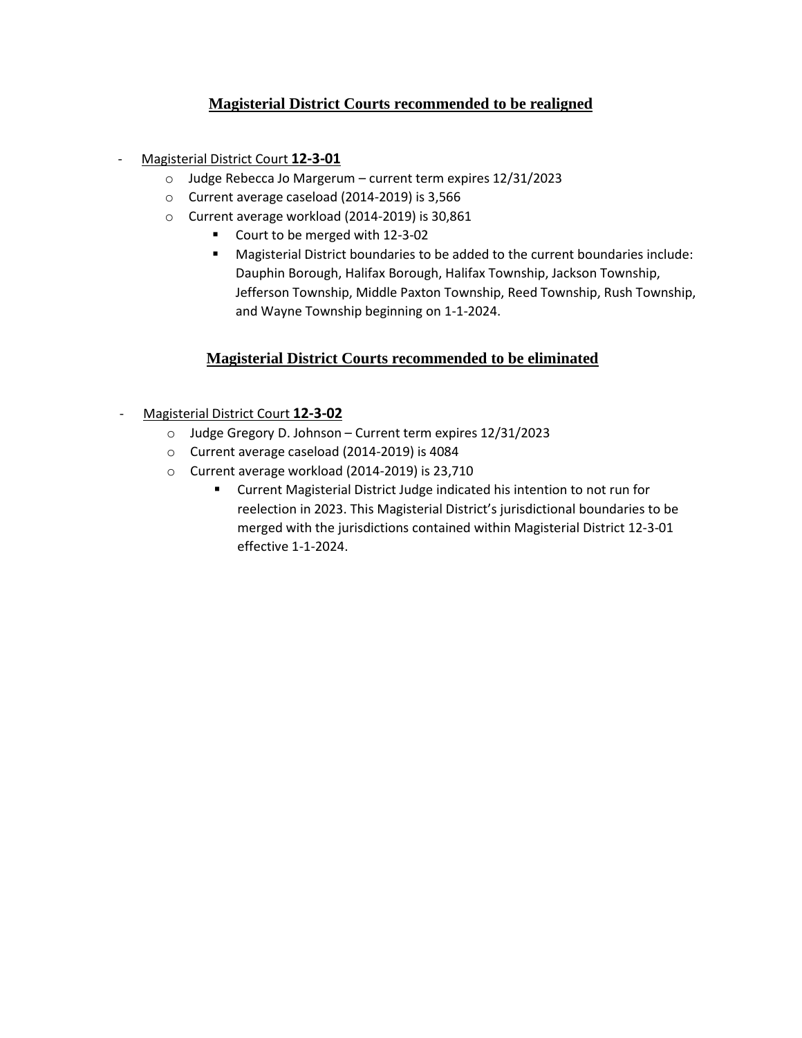## Magisterial District Courts recommended to be realigned

- Magisterial District Court **12-3-01**
  - Judge Rebecca Jo Margerum – current term expires 12/31/2023
  - Current average caseload (2014-2019) is 3,566
  - Current average workload (2014-2019) is 30,861
    - Court to be merged with 12-3-02
    - Magisterial District boundaries to be added to the current boundaries include: Dauphin Borough, Halifax Borough, Halifax Township, Jackson Township, Jefferson Township, Middle Paxton Township, Reed Township, Rush Township, and Wayne Township beginning on 1-1-2024.

## Magisterial District Courts recommended to be eliminated

- Magisterial District Court **12-3-02**
  - Judge Gregory D. Johnson – Current term expires 12/31/2023
  - Current average caseload (2014-2019) is 4084
  - Current average workload (2014-2019) is 23,710
    - Current Magisterial District Judge indicated his intention to not run for reelection in 2023. This Magisterial District's jurisdictional boundaries to be merged with the jurisdictions contained within Magisterial District 12-3-01 effective 1-1-2024.